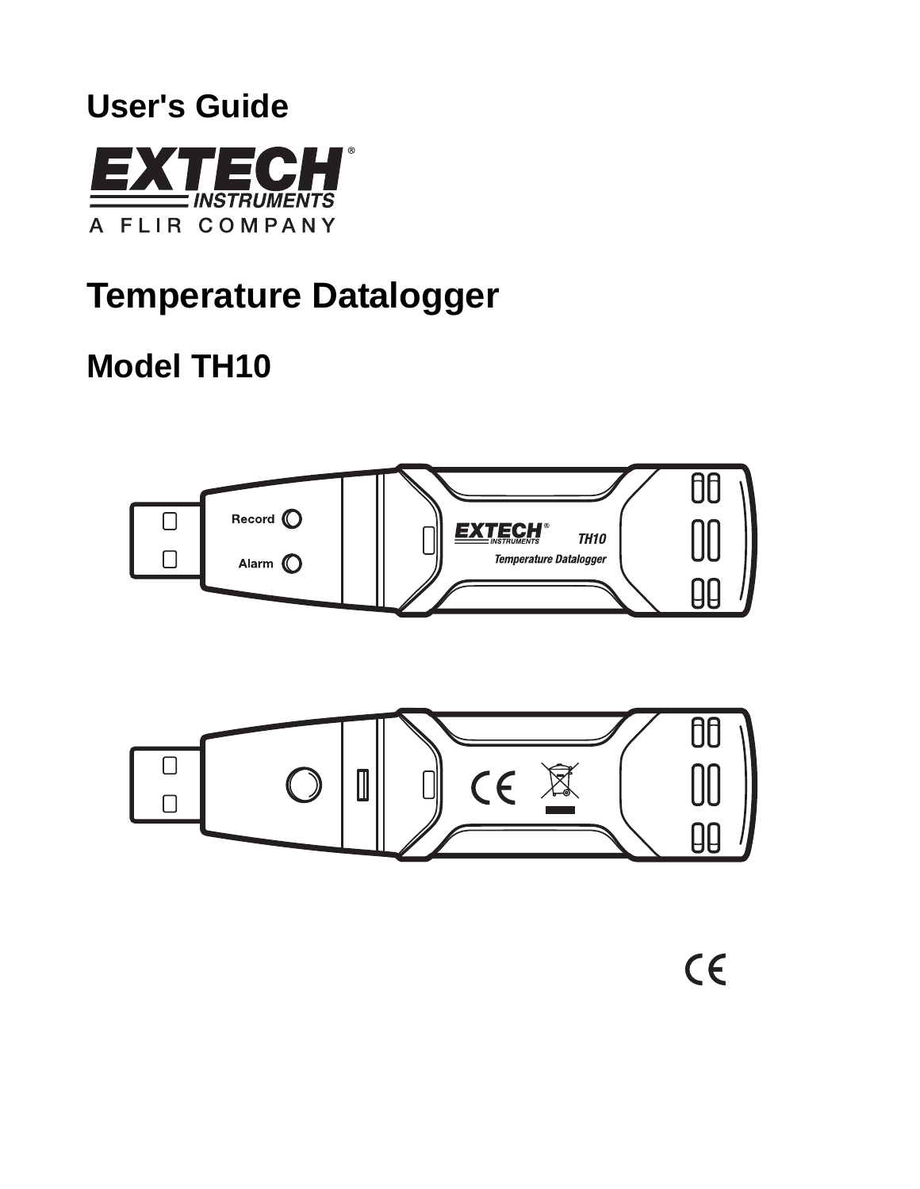User's Guide

# Temperature Datalogger

## Model TH10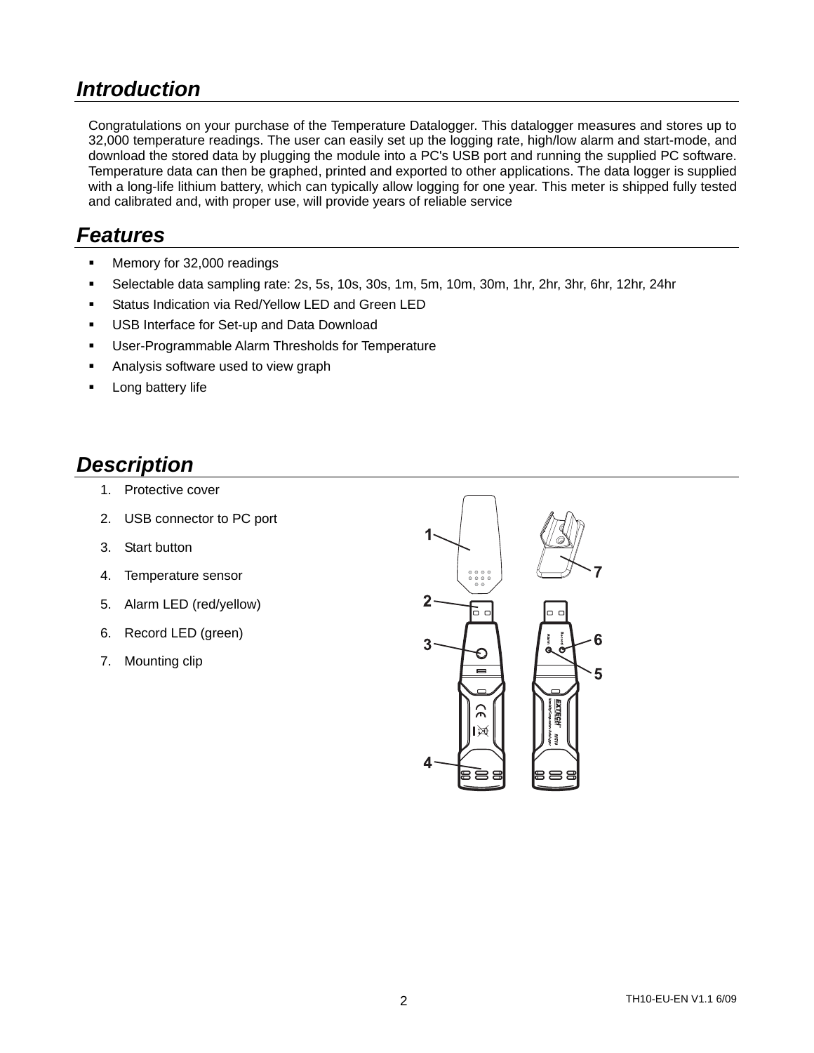## Introduction

Congratulations on your purchase of the Temperature Datalogger. This datalogger measures and stores up to 32,000 temperature readings. The user can easily set up the logging rate, high/low alarm and start-mode, and download the stored data by plugging the module into a PC's USB port and running the supplied PC software. Temperature data can then be graphed, printed and exported to other applications. The data logger is supplied with a long-life lithium battery, which can typically allow logging for one year. This meter is shipped fully tested and calibrated and, with proper use, will provide years of reliable service

## Features

- Memory for 32,000 readings
- Selectable data sampling rate: 2s, 5s, 10s, 30s, 1m, 5m, 10m, 30m, 1hr, 2hr, 3hr, 6hr, 12hr, 24hr
- Status Indication via Red/Yellow LED and Green LED
- USB Interface for Set-up and Data Download
- User-Programmable Alarm Thresholds for Temperature
- Analysis software used to view graph
- Long battery life

## Description

1. Protective cover
2. USB connector to PC port
3. Start button
4. Temperature sensor
5. Alarm LED (red/yellow)
6. Record LED (green)
7. Mounting clip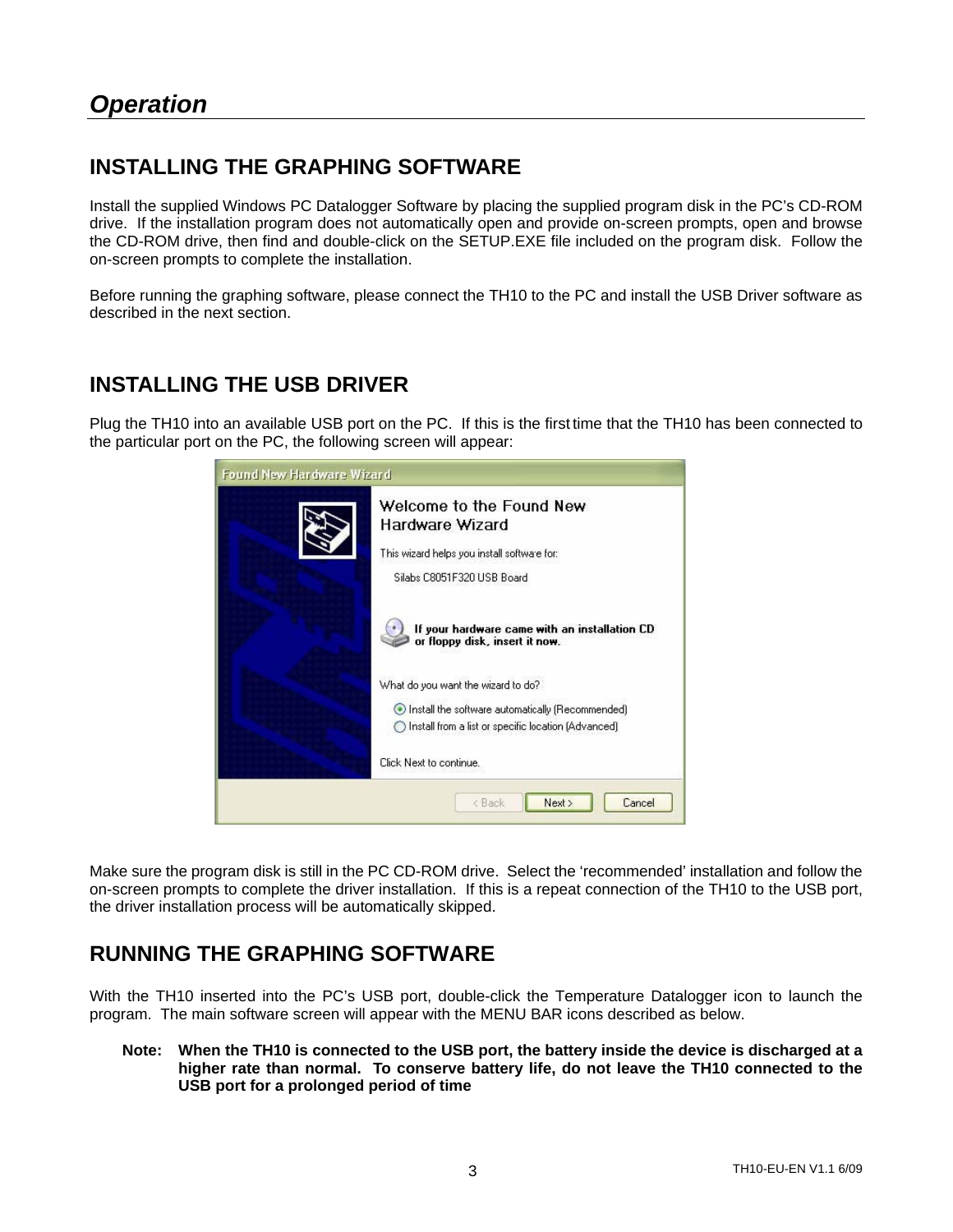## *Operation*

### INSTALLING THE GRAPHING SOFTWARE

Install the supplied Windows PC Datalogger Software by placing the supplied program disk in the PC's CD-ROM drive. If the installation program does not automatically open and provide on-screen prompts, open and browse the CD-ROM drive, then find and double-click on the SETUP.EXE file included on the program disk. Follow the on-screen prompts to complete the installation.

Before running the graphing software, please connect the TH10 to the PC and install the USB Driver software as described in the next section.

### INSTALLING THE USB DRIVER

Plug the TH10 into an available USB port on the PC. If this is the first time that the TH10 has been connected to the particular port on the PC, the following screen will appear:

Make sure the program disk is still in the PC CD-ROM drive. Select the 'recommended' installation and follow the on-screen prompts to complete the driver installation. If this is a repeat connection of the TH10 to the USB port, the driver installation process will be automatically skipped.

### RUNNING THE GRAPHING SOFTWARE

With the TH10 inserted into the PC's USB port, double-click the Temperature Datalogger icon to launch the program. The main software screen will appear with the MENU BAR icons described as below.

**Note: When the TH10 is connected to the USB port, the battery inside the device is discharged at a higher rate than normal. To conserve battery life, do not leave the TH10 connected to the USB port for a prolonged period of time**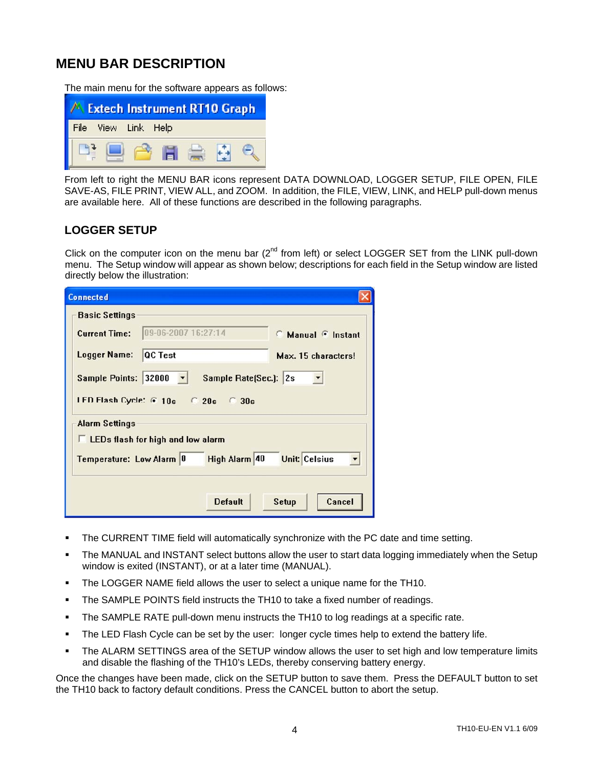## MENU BAR DESCRIPTION

The main menu for the software appears as follows:

From left to right the MENU BAR icons represent DATA DOWNLOAD, LOGGER SETUP, FILE OPEN, FILE SAVE-AS, FILE PRINT, VIEW ALL, and ZOOM. In addition, the FILE, VIEW, LINK, and HELP pull-down menus are available here. All of these functions are described in the following paragraphs.

### LOGGER SETUP

Click on the computer icon on the menu bar (2nd from left) or select LOGGER SET from the LINK pull-down menu. The Setup window will appear as shown below; descriptions for each field in the Setup window are listed directly below the illustration:

- The CURRENT TIME field will automatically synchronize with the PC date and time setting.
- The MANUAL and INSTANT select buttons allow the user to start data logging immediately when the Setup window is exited (INSTANT), or at a later time (MANUAL).
- The LOGGER NAME field allows the user to select a unique name for the TH10.
- The SAMPLE POINTS field instructs the TH10 to take a fixed number of readings.
- The SAMPLE RATE pull-down menu instructs the TH10 to log readings at a specific rate.
- The LED Flash Cycle can be set by the user: longer cycle times help to extend the battery life.
- The ALARM SETTINGS area of the SETUP window allows the user to set high and low temperature limits and disable the flashing of the TH10's LEDs, thereby conserving battery energy.

Once the changes have been made, click on the SETUP button to save them. Press the DEFAULT button to set the TH10 back to factory default conditions. Press the CANCEL button to abort the setup.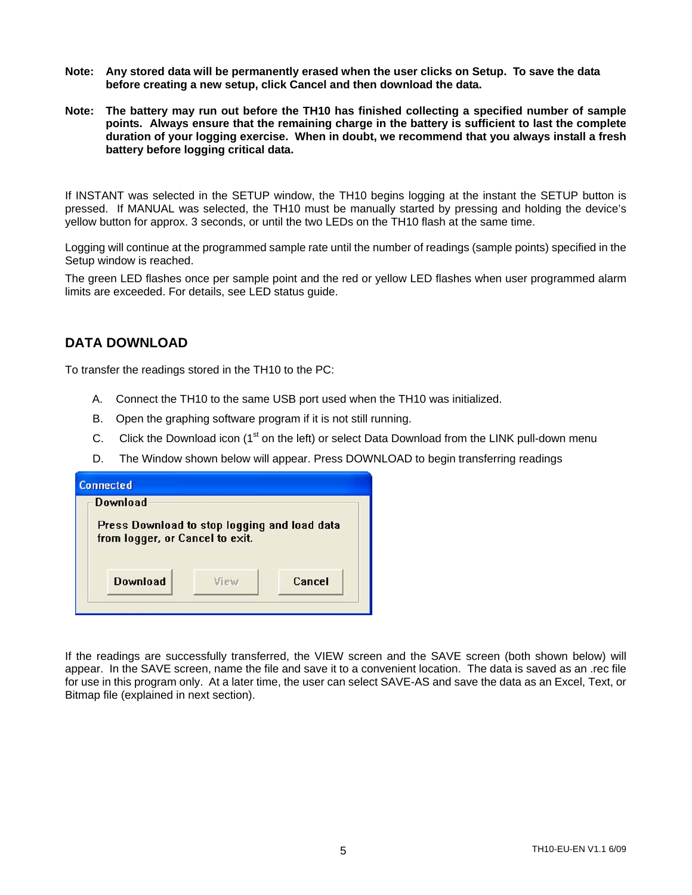**Note: Any stored data will be permanently erased when the user clicks on Setup. To save the data before creating a new setup, click Cancel and then download the data.**

**Note: The battery may run out before the TH10 has finished collecting a specified number of sample points. Always ensure that the remaining charge in the battery is sufficient to last the complete duration of your logging exercise. When in doubt, we recommend that you always install a fresh battery before logging critical data.**

If INSTANT was selected in the SETUP window, the TH10 begins logging at the instant the SETUP button is pressed. If MANUAL was selected, the TH10 must be manually started by pressing and holding the device's yellow button for approx. 3 seconds, or until the two LEDs on the TH10 flash at the same time.

Logging will continue at the programmed sample rate until the number of readings (sample points) specified in the Setup window is reached.

The green LED flashes once per sample point and the red or yellow LED flashes when user programmed alarm limits are exceeded. For details, see LED status guide.

## DATA DOWNLOAD

To transfer the readings stored in the TH10 to the PC:

A. Connect the TH10 to the same USB port used when the TH10 was initialized.

B. Open the graphing software program if it is not still running.

C. Click the Download icon (1st on the left) or select Data Download from the LINK pull-down menu

D. The Window shown below will appear. Press DOWNLOAD to begin transferring readings

Connected

Download

Press Download to stop logging and load data from logger, or Cancel to exit.

Download | View | Cancel

If the readings are successfully transferred, the VIEW screen and the SAVE screen (both shown below) will appear. In the SAVE screen, name the file and save it to a convenient location. The data is saved as an .rec file for use in this program only. At a later time, the user can select SAVE-AS and save the data as an Excel, Text, or Bitmap file (explained in next section).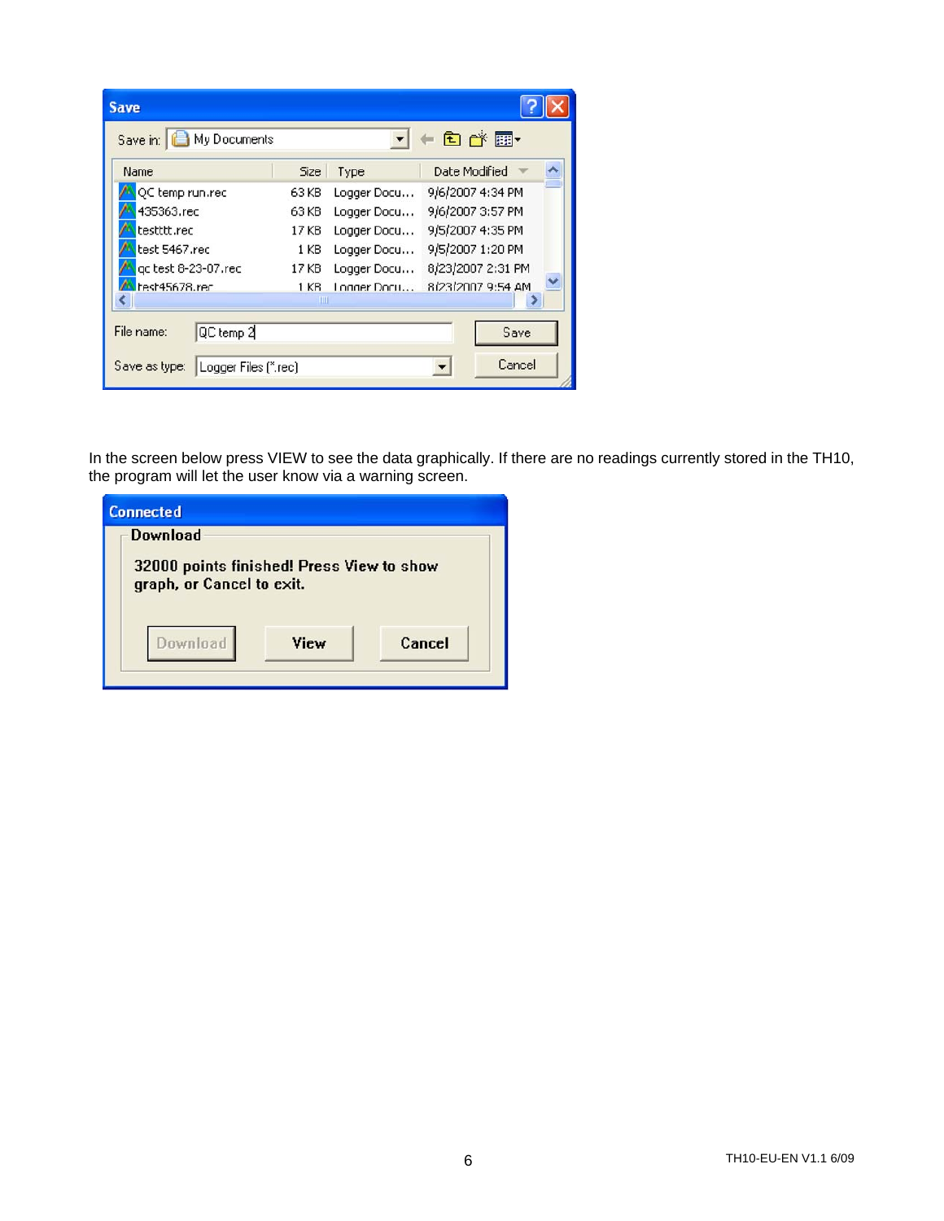In the screen below press VIEW to see the data graphically. If there are no readings currently stored in the TH10, the program will let the user know via a warning screen.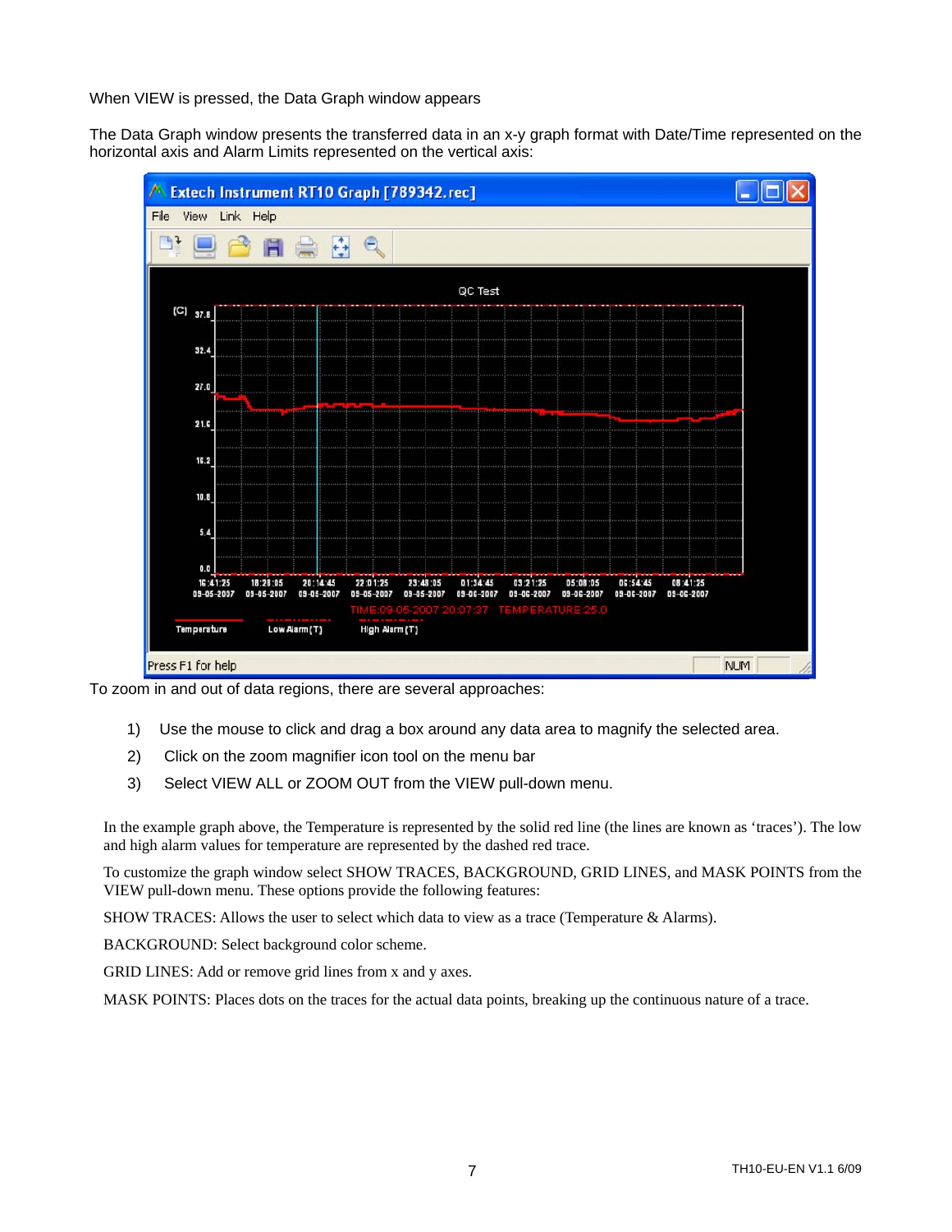When VIEW is pressed, the Data Graph window appears

The Data Graph window presents the transferred data in an x-y graph format with Date/Time represented on the horizontal axis and Alarm Limits represented on the vertical axis:

To zoom in and out of data regions, there are several approaches:

1) Use the mouse to click and drag a box around any data area to magnify the selected area.
2) Click on the zoom magnifier icon tool on the menu bar
3) Select VIEW ALL or ZOOM OUT from the VIEW pull-down menu.

In the example graph above, the Temperature is represented by the solid red line (the lines are known as 'traces'). The low and high alarm values for temperature are represented by the dashed red trace.

To customize the graph window select SHOW TRACES, BACKGROUND, GRID LINES, and MASK POINTS from the VIEW pull-down menu. These options provide the following features:

SHOW TRACES: Allows the user to select which data to view as a trace (Temperature & Alarms).

BACKGROUND: Select background color scheme.

GRID LINES: Add or remove grid lines from x and y axes.

MASK POINTS: Places dots on the traces for the actual data points, breaking up the continuous nature of a trace.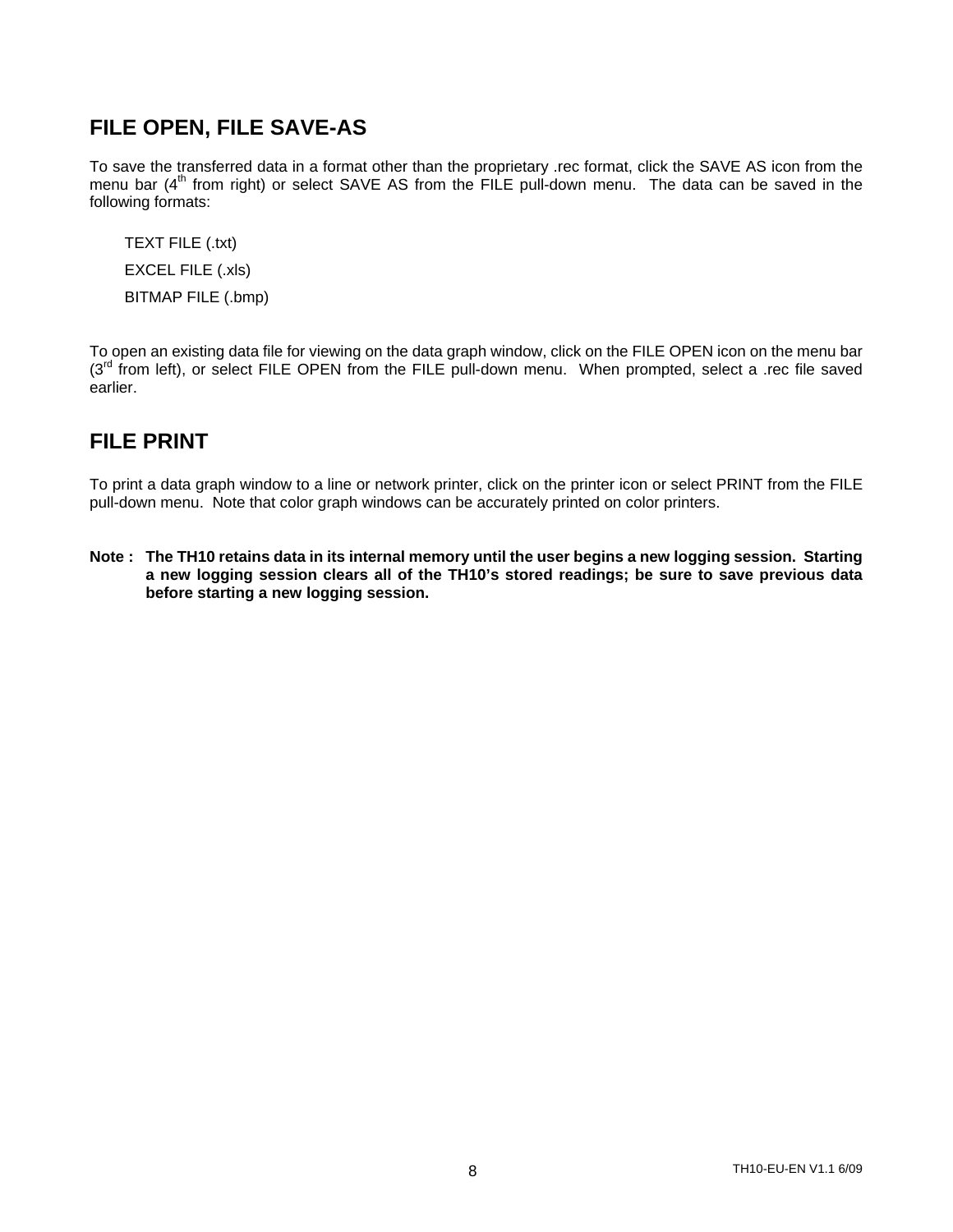## FILE OPEN, FILE SAVE-AS

To save the transferred data in a format other than the proprietary .rec format, click the SAVE AS icon from the menu bar (4th from right) or select SAVE AS from the FILE pull-down menu. The data can be saved in the following formats:

TEXT FILE (.txt)

EXCEL FILE (.xls)

BITMAP FILE (.bmp)

To open an existing data file for viewing on the data graph window, click on the FILE OPEN icon on the menu bar (3rd from left), or select FILE OPEN from the FILE pull-down menu. When prompted, select a .rec file saved earlier.

## FILE PRINT

To print a data graph window to a line or network printer, click on the printer icon or select PRINT from the FILE pull-down menu. Note that color graph windows can be accurately printed on color printers.

**Note : The TH10 retains data in its internal memory until the user begins a new logging session. Starting a new logging session clears all of the TH10's stored readings; be sure to save previous data before starting a new logging session.**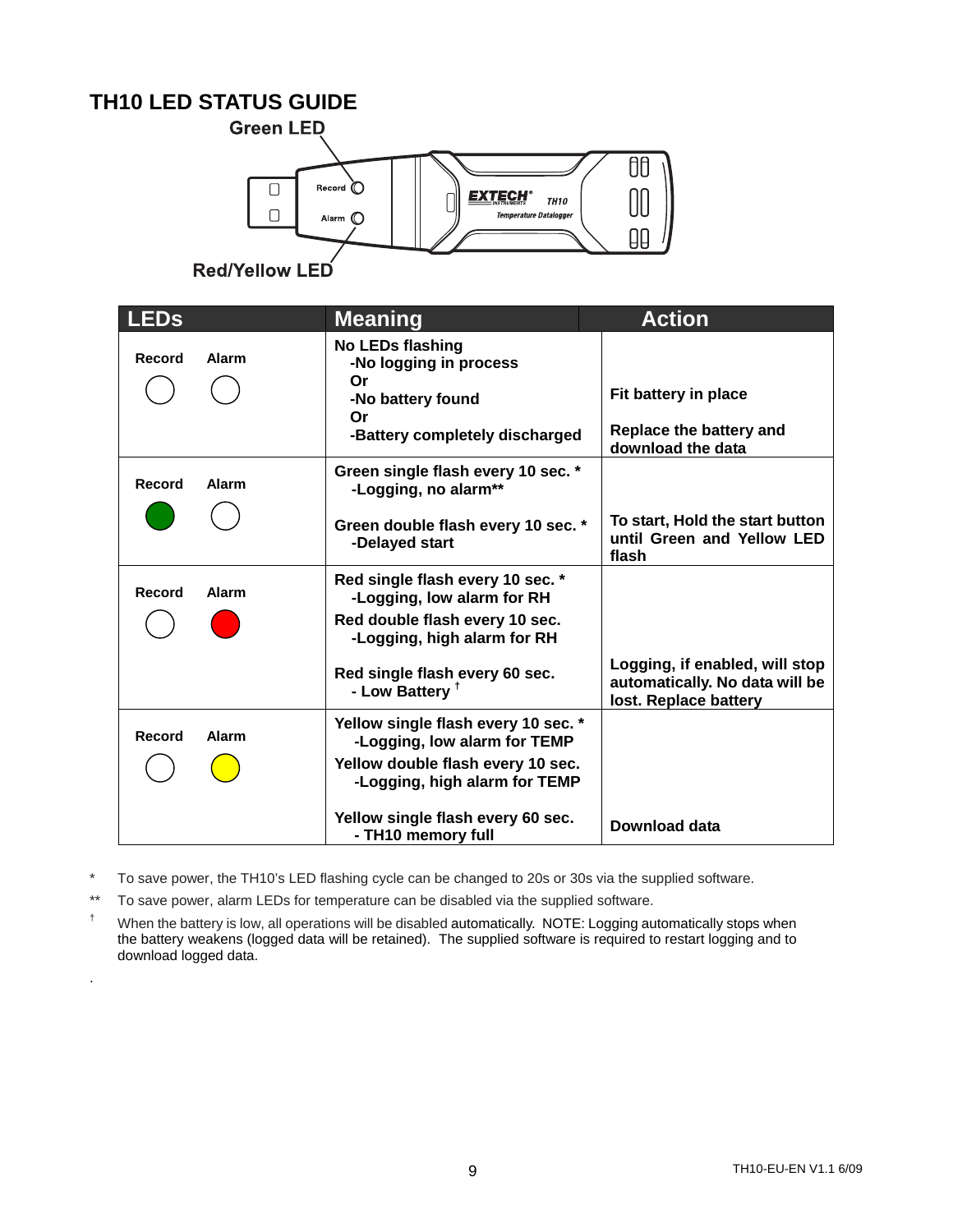# TH10 LED STATUS GUIDE

Green LED

Red/Yellow LED

| LEDs | Meaning | Action |
|---|---|---|
| Record ○ Alarm ○ | **No LEDs flashing**<br>-No logging in process<br>Or<br>-No battery found<br>Or<br>-Battery completely discharged | Fit battery in place<br><br>Replace the battery and download the data |
| Record ● (green) Alarm ○ | **Green single flash every 10 sec. ***<br>-Logging, no alarm**<br><br>**Green double flash every 10 sec. ***<br>-Delayed start | To start, Hold the start button until Green and Yellow LED flash |
| Record ○ Alarm ● (red) | **Red single flash every 10 sec. ***<br>-Logging, low alarm for RH<br>**Red double flash every 10 sec.**<br>-Logging, high alarm for RH<br><br>**Red single flash every 60 sec.**<br>- Low Battery † | Logging, if enabled, will stop automatically. No data will be lost. Replace battery |
| Record ○ Alarm ● (yellow) | **Yellow single flash every 10 sec. ***<br>-Logging, low alarm for TEMP<br>**Yellow double flash every 10 sec.**<br>-Logging, high alarm for TEMP<br><br>**Yellow single flash every 60 sec.**<br>- TH10 memory full | Download data |

\* To save power, the TH10's LED flashing cycle can be changed to 20s or 30s via the supplied software.

** To save power, alarm LEDs for temperature can be disabled via the supplied software.

† When the battery is low, all operations will be disabled automatically. NOTE: Logging automatically stops when the battery weakens (logged data will be retained). The supplied software is required to restart logging and to download logged data.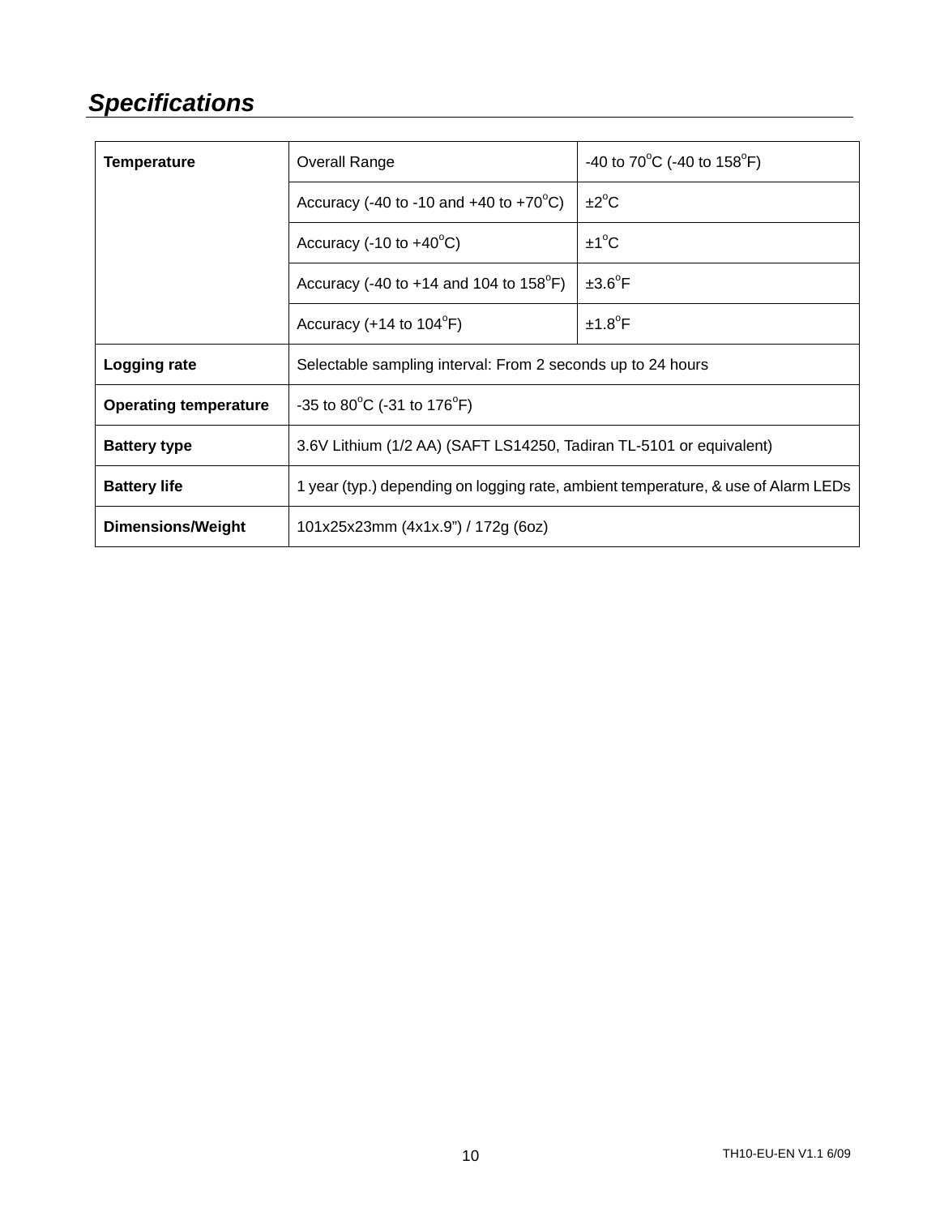## *Specifications*

| | | |
|---|---|---|
| **Temperature** | Overall Range | -40 to 70°C (-40 to 158°F) |
| | Accuracy (-40 to -10 and +40 to +70°C) | ±2°C |
| | Accuracy (-10 to +40°C) | ±1°C |
| | Accuracy (-40 to +14 and 104 to 158°F) | ±3.6°F |
| | Accuracy (+14 to 104°F) | ±1.8°F |
| **Logging rate** | Selectable sampling interval: From 2 seconds up to 24 hours | |
| **Operating temperature** | -35 to 80°C (-31 to 176°F) | |
| **Battery type** | 3.6V Lithium (1/2 AA) (SAFT LS14250, Tadiran TL-5101 or equivalent) | |
| **Battery life** | 1 year (typ.) depending on logging rate, ambient temperature, & use of Alarm LEDs | |
| **Dimensions/Weight** | 101x25x23mm (4x1x.9") / 172g (6oz) | |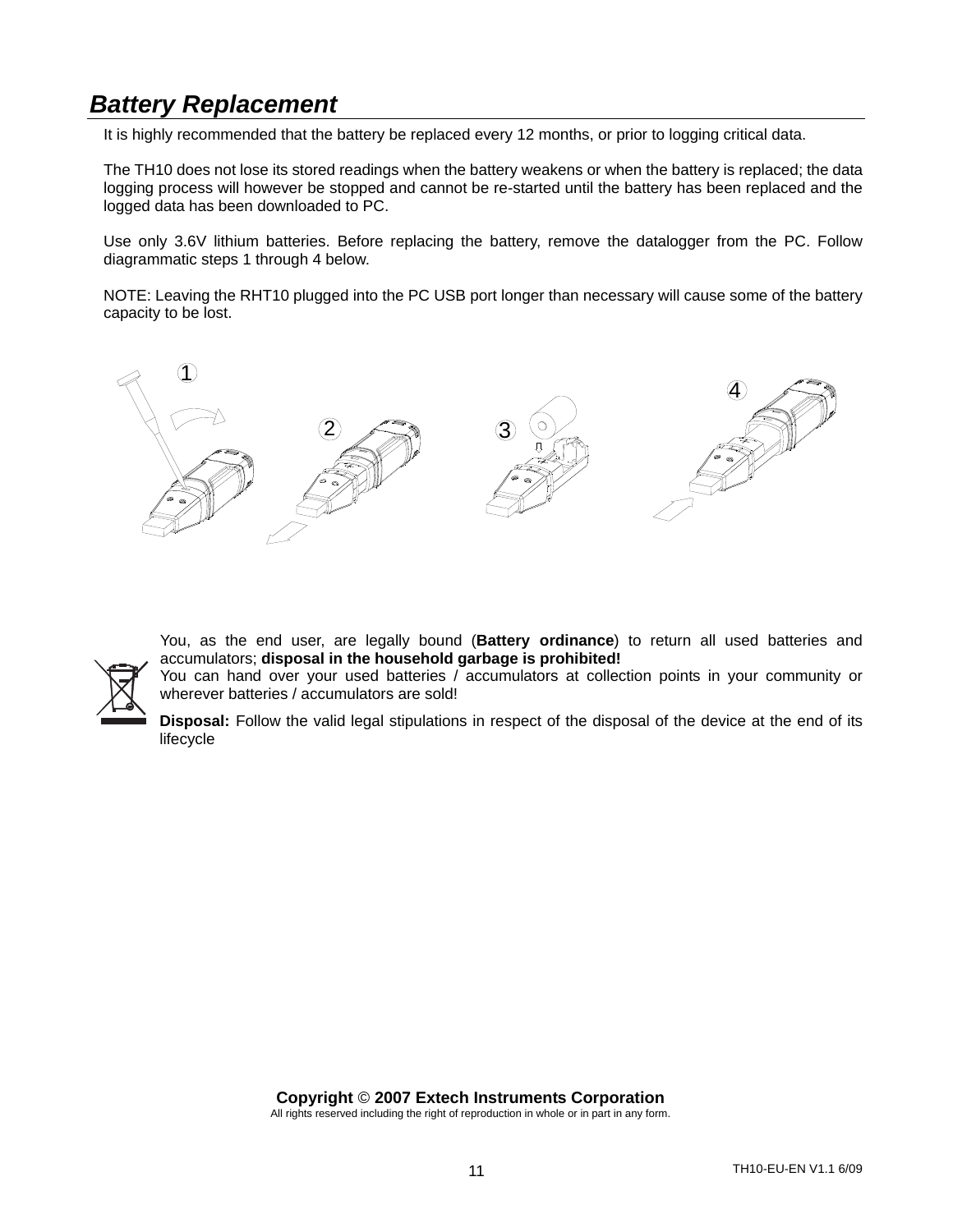## *Battery Replacement*

It is highly recommended that the battery be replaced every 12 months, or prior to logging critical data.

The TH10 does not lose its stored readings when the battery weakens or when the battery is replaced; the data logging process will however be stopped and cannot be re-started until the battery has been replaced and the logged data has been downloaded to PC.

Use only 3.6V lithium batteries. Before replacing the battery, remove the datalogger from the PC. Follow diagrammatic steps 1 through 4 below.

NOTE: Leaving the RHT10 plugged into the PC USB port longer than necessary will cause some of the battery capacity to be lost.

1

2

3

4

You, as the end user, are legally bound (**Battery ordinance**) to return all used batteries and accumulators; **disposal in the household garbage is prohibited!**
You can hand over your used batteries / accumulators at collection points in your community or wherever batteries / accumulators are sold!

**Disposal:** Follow the valid legal stipulations in respect of the disposal of the device at the end of its lifecycle

**Copyright © 2007 Extech Instruments Corporation**
All rights reserved including the right of reproduction in whole or in part in any form.

TH10-EU-EN V1.1 6/09